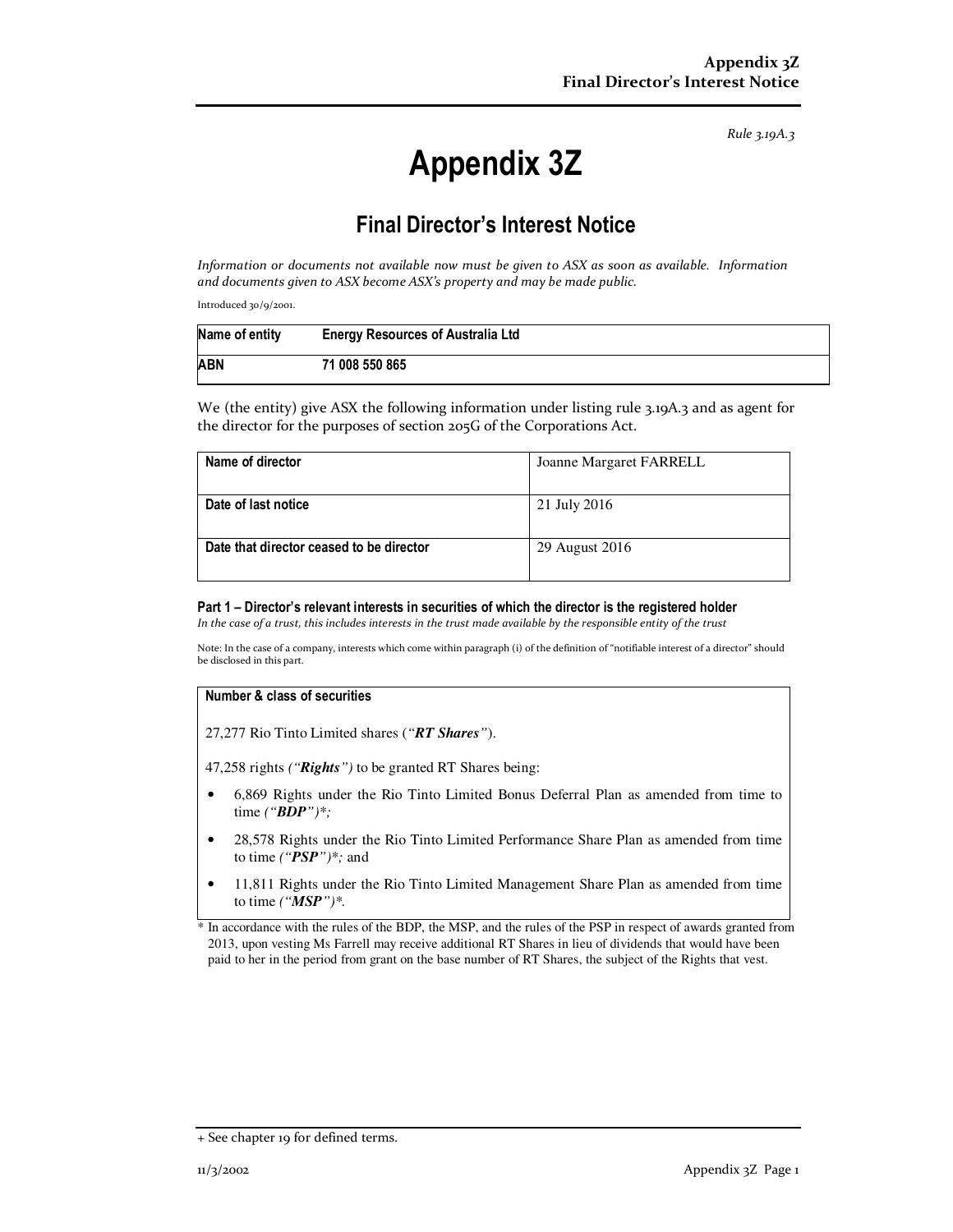Rule 3.19A.3

# Appendix 3Z

## Final Director's Interest Notice

*Information or documents not available now must be given to ASX as soon as available. Information and documents given to ASX become ASX's property and may be made public.*

Introduced 30/9/2001.

| Name of entity | Energy Resources of Australia Ltd |
|---|---|
| ABN | 71 008 550 865 |

We (the entity) give ASX the following information under listing rule 3.19A.3 and as agent for the director for the purposes of section 205G of the Corporations Act.

| Name of director | Joanne Margaret FARRELL |
|---|---|
| Date of last notice | 21 July 2016 |
| Date that director ceased to be director | 29 August 2016 |

### Part 1 – Director's relevant interests in securities of which the director is the registered holder

*In the case of a trust, this includes interests in the trust made available by the responsible entity of the trust*

Note: In the case of a company, interests which come within paragraph (i) of the definition of "notifiable interest of a director" should be disclosed in this part.

**Number & class of securities**

27,277 Rio Tinto Limited shares (*"**RT Shares**"*).

47,258 rights *("**Rights**")* to be granted RT Shares being:

- 6,869 Rights under the Rio Tinto Limited Bonus Deferral Plan as amended from time to time *("**BDP**")*\*;
- 28,578 Rights under the Rio Tinto Limited Performance Share Plan as amended from time to time *("**PSP**")*\*; and
- 11,811 Rights under the Rio Tinto Limited Management Share Plan as amended from time to time *("**MSP**")*\*.

\* In accordance with the rules of the BDP, the MSP, and the rules of the PSP in respect of awards granted from 2013, upon vesting Ms Farrell may receive additional RT Shares in lieu of dividends that would have been paid to her in the period from grant on the base number of RT Shares, the subject of the Rights that vest.

+ See chapter 19 for defined terms.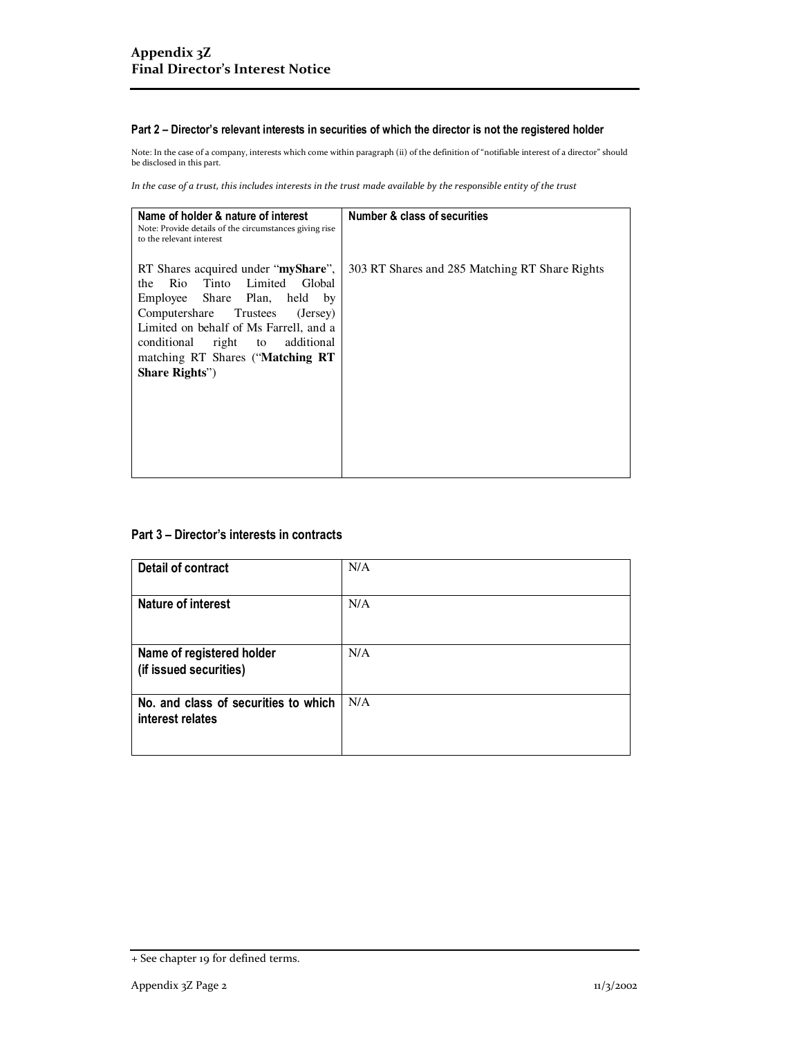## Part 2 – Director's relevant interests in securities of which the director is not the registered holder

Note: In the case of a company, interests which come within paragraph (ii) of the definition of "notifiable interest of a director" should be disclosed in this part.

*In the case of a trust, this includes interests in the trust made available by the responsible entity of the trust*

| Name of holder & nature of interest<br>Note: Provide details of the circumstances giving rise to the relevant interest | Number & class of securities |
|---|---|
| RT Shares acquired under "**myShare**", the Rio Tinto Limited Global Employee Share Plan, held by Computershare Trustees (Jersey) Limited on behalf of Ms Farrell, and a conditional right to additional matching RT Shares ("**Matching RT Share Rights**") | 303 RT Shares and 285 Matching RT Share Rights |

## Part 3 – Director's interests in contracts

| | |
|---|---|
| **Detail of contract** | N/A |
| **Nature of interest** | N/A |
| **Name of registered holder (if issued securities)** | N/A |
| **No. and class of securities to which interest relates** | N/A |

+ See chapter 19 for defined terms.